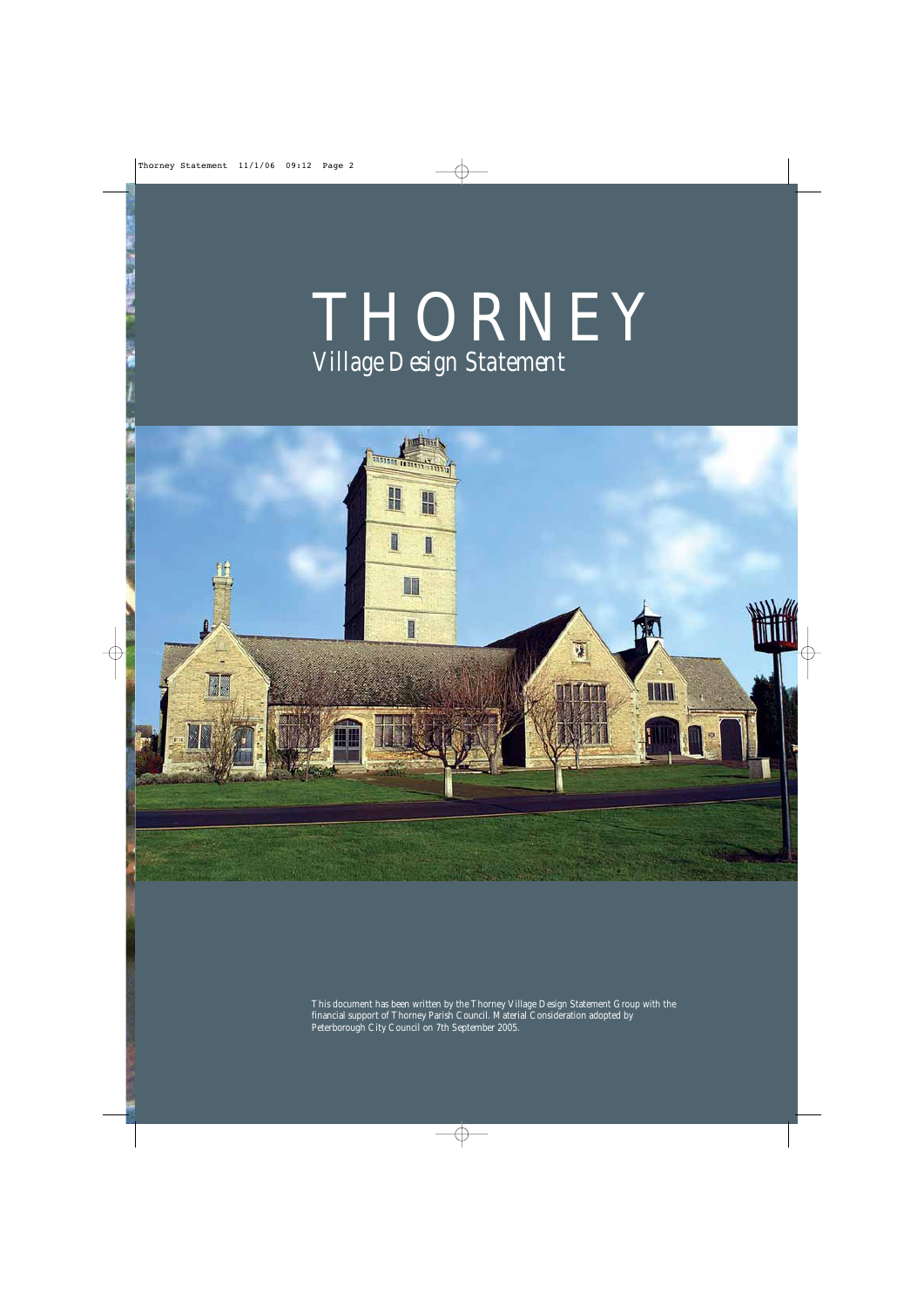# THORNEY

## Village Design Statement

This document has been written by the Thorney Village Design Statement Group with the financial support of Thorney Parish Council. Material Consideration adopted by Peterborough City Council on 7th September 2005.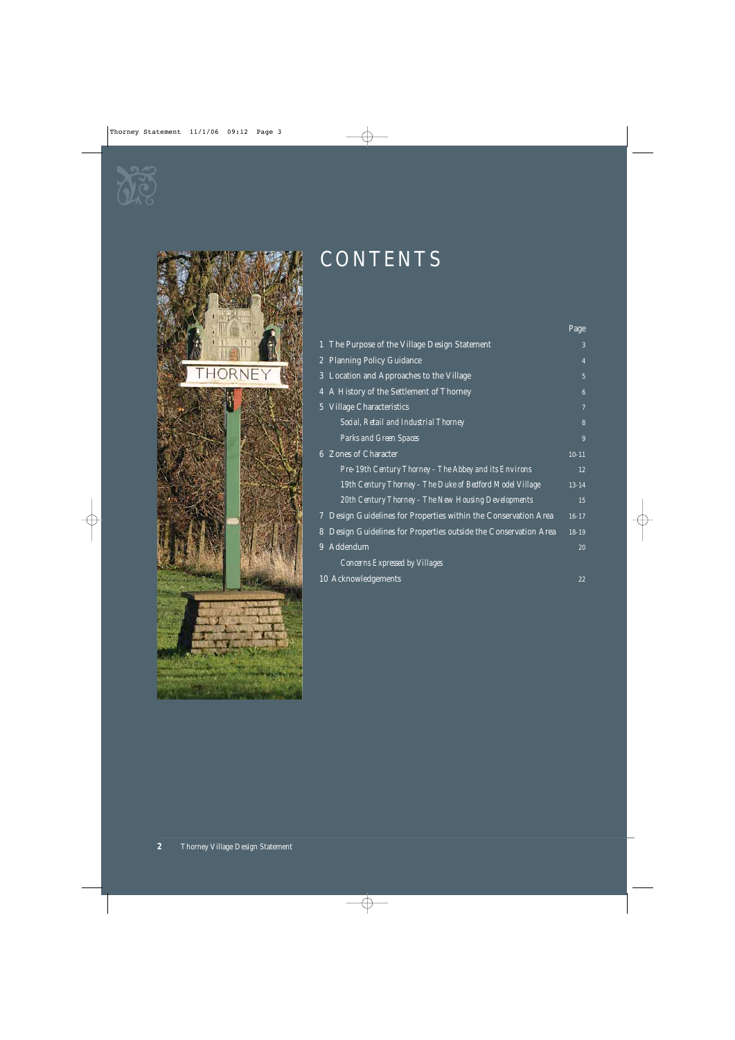# CONTENTS

| | Page |
|---|---|
| 1 The Purpose of the Village Design Statement | 3 |
| 2 Planning Policy Guidance | 4 |
| 3 Location and Approaches to the Village | 5 |
| 4 A History of the Settlement of Thorney | 6 |
| 5 Village Characteristics | 7 |
| *Social, Retail and Industrial Thorney* | 8 |
| *Parks and Green Spaces* | 9 |
| 6 Zones of Character | 10-11 |
| *Pre-19th Century Thorney - The Abbey and its Environs* | 12 |
| *19th Century Thorney - The Duke of Bedford Model Village* | 13-14 |
| *20th Century Thorney - The New Housing Developments* | 15 |
| 7 Design Guidelines for Properties within the Conservation Area | 16-17 |
| 8 Design Guidelines for Properties outside the Conservation Area | 18-19 |
| 9 Addendum | 20 |
| *Concerns Expressed by Villages* | |
| 10 Acknowledgements | 22 |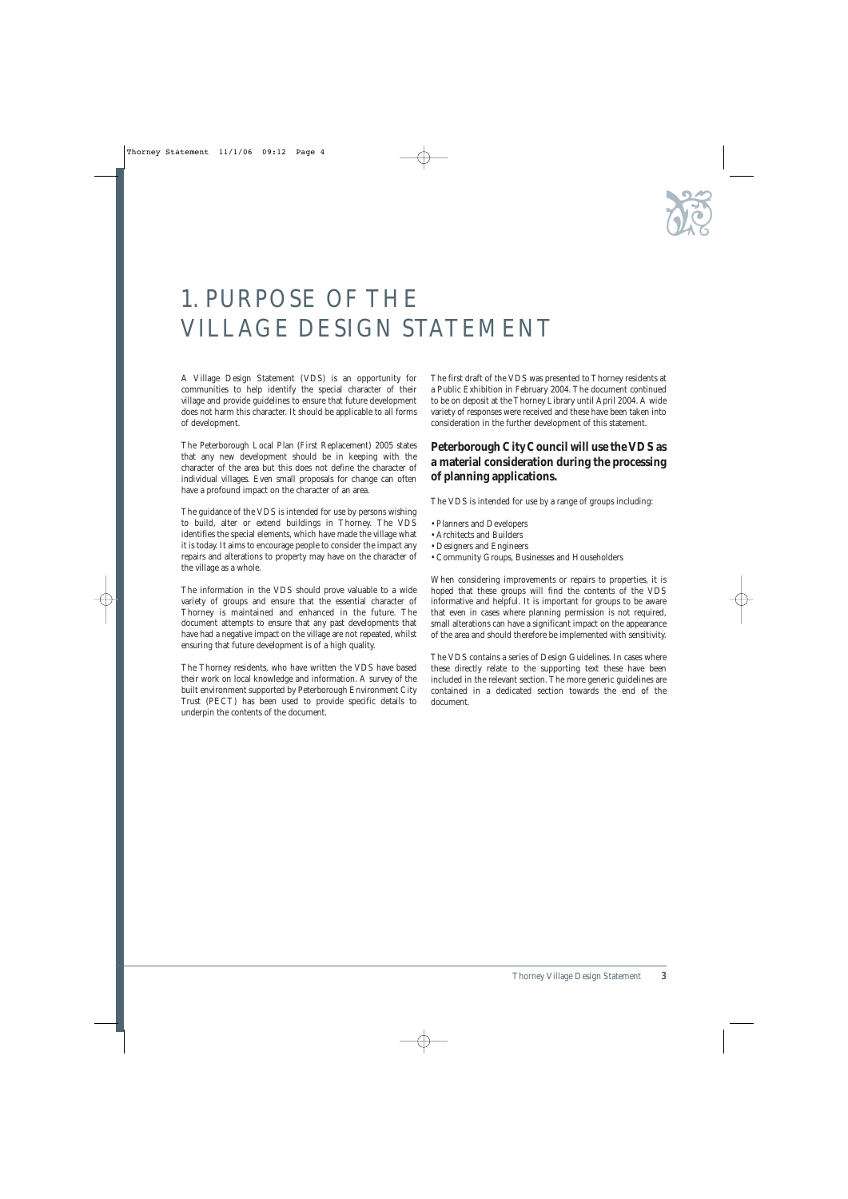# 1. PURPOSE OF THE VILLAGE DESIGN STATEMENT

A Village Design Statement (VDS) is an opportunity for communities to help identify the special character of their village and provide guidelines to ensure that future development does not harm this character. It should be applicable to all forms of development.

The Peterborough Local Plan (First Replacement) 2005 states that any new development should be in keeping with the character of the area but this does not define the character of individual villages. Even small proposals for change can often have a profound impact on the character of an area.

The guidance of the VDS is intended for use by persons wishing to build, alter or extend buildings in Thorney. The VDS identifies the special elements, which have made the village what it is today. It aims to encourage people to consider the impact any repairs and alterations to property may have on the character of the village as a whole.

The information in the VDS should prove valuable to a wide variety of groups and ensure that the essential character of Thorney is maintained and enhanced in the future. The document attempts to ensure that any past developments that have had a negative impact on the village are not repeated, whilst ensuring that future development is of a high quality.

The Thorney residents, who have written the VDS have based their work on local knowledge and information. A survey of the built environment supported by Peterborough Environment City Trust (PECT) has been used to provide specific details to underpin the contents of the document.

The first draft of the VDS was presented to Thorney residents at a Public Exhibition in February 2004. The document continued to be on deposit at the Thorney Library until April 2004. A wide variety of responses were received and these have been taken into consideration in the further development of this statement.

**Peterborough City Council will use the VDS as a material consideration during the processing of planning applications.**

The VDS is intended for use by a range of groups including:

- Planners and Developers
- Architects and Builders
- Designers and Engineers
- Community Groups, Businesses and Householders

When considering improvements or repairs to properties, it is hoped that these groups will find the contents of the VDS informative and helpful. It is important for groups to be aware that even in cases where planning permission is not required, small alterations can have a significant impact on the appearance of the area and should therefore be implemented with sensitivity.

The VDS contains a series of Design Guidelines. In cases where these directly relate to the supporting text these have been included in the relevant section. The more generic guidelines are contained in a dedicated section towards the end of the document.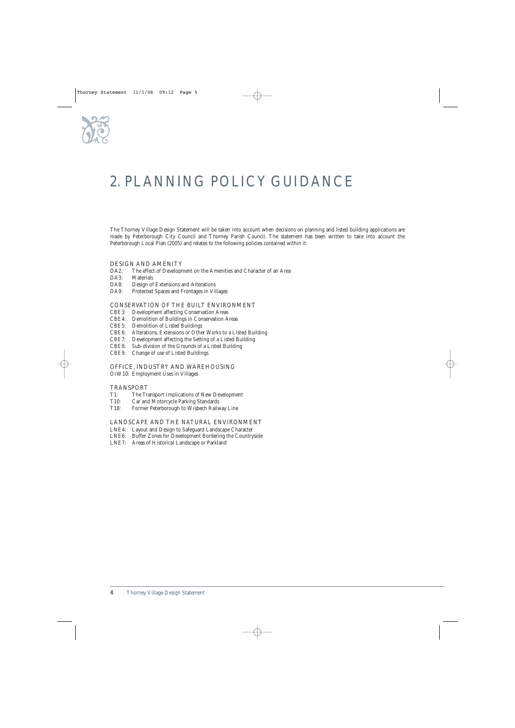# 2. PLANNING POLICY GUIDANCE

The Thorney Village Design Statement will be taken into account when decisions on planning and listed building applications are made by Peterborough City Council and Thorney Parish Council. The statement has been written to take into account the Peterborough Local Plan (2005) and relates to the following policies contained within it:

### DESIGN AND AMENITY

- DA2: The effect of Development on the Amenities and Character of an Area
- DA3: Materials
- DA8: Design of Extensions and Alterations
- DA9: Protected Spaces and Frontages in Villages

### CONSERVATION OF THE BUILT ENVIRONMENT

- CBE3: Development affecting Conservation Areas
- CBE4: Demolition of Buildings in Conservation Areas
- CBE5: Demolition of Listed Buildings
- CBE6: Alterations, Extensions or Other Works to a Listed Building
- CBE7: Development affecting the Setting of a Listed Building
- CBE8: Sub-division of the Grounds of a Listed Building
- CBE9: Change of use of Listed Buildings

### OFFICE, INDUSTRY AND WAREHOUSING

- OIW10: Employment Uses in Villages

### TRANSPORT

- T1: The Transport Implications of New Development
- T10: Car and Motorcycle Parking Standards
- T18: Former Peterborough to Wisbech Railway Line

### LANDSCAPE AND THE NATURAL ENVIRONMENT

- LNE4: Layout and Design to Safeguard Landscape Character
- LNE6: Buffer Zones for Development Bordering the Countryside
- LNE7: Areas of Historical Landscape or Parkland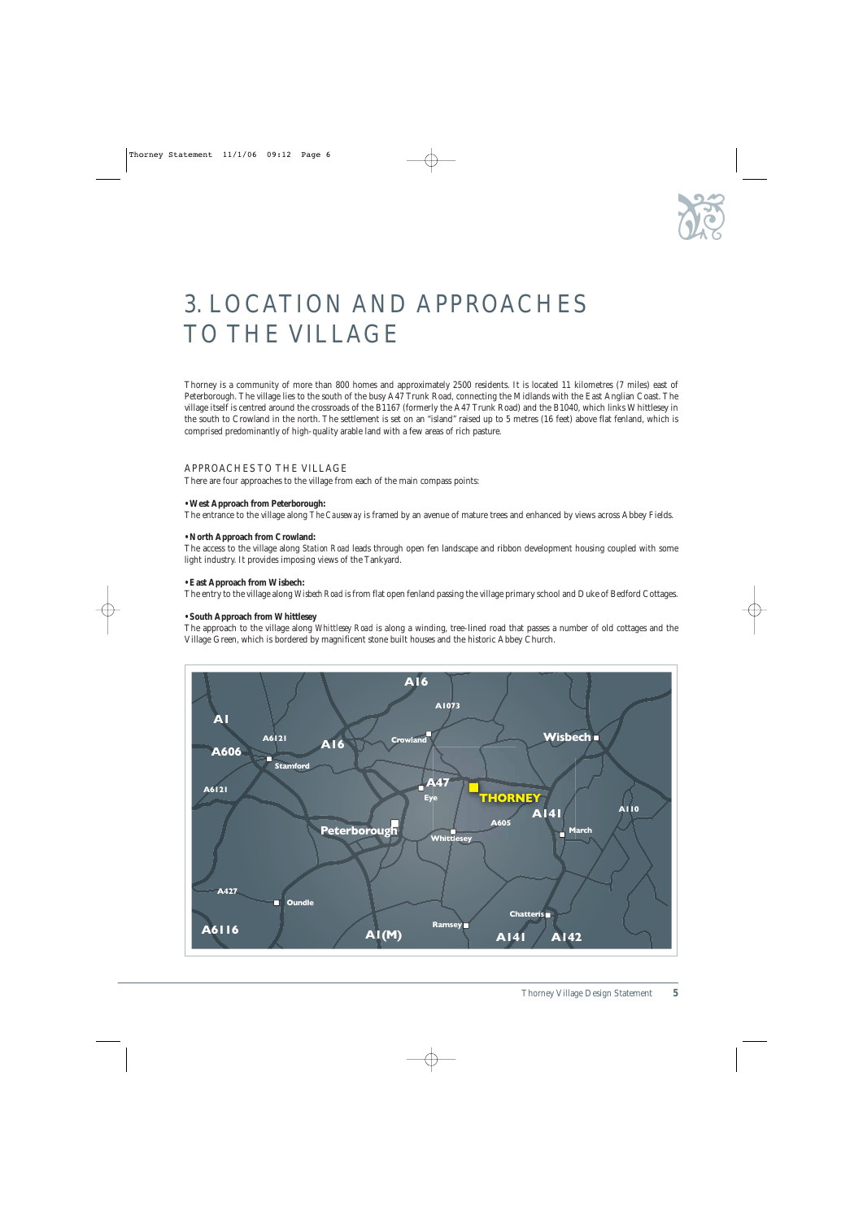# 3. LOCATION AND APPROACHES TO THE VILLAGE

Thorney is a community of more than 800 homes and approximately 2500 residents. It is located 11 kilometres (7 miles) east of Peterborough. The village lies to the south of the busy A47 Trunk Road, connecting the Midlands with the East Anglian Coast. The village itself is centred around the crossroads of the B1167 (formerly the A47 Trunk Road) and the B1040, which links Whittlesey in the south to Crowland in the north. The settlement is set on an "island" raised up to 5 metres (16 feet) above flat fenland, which is comprised predominantly of high-quality arable land with a few areas of rich pasture.

## APPROACHES TO THE VILLAGE

There are four approaches to the village from each of the main compass points:

**• West Approach from Peterborough:**
The entrance to the village along *The Causeway* is framed by an avenue of mature trees and enhanced by views across Abbey Fields.

**• North Approach from Crowland:**
The access to the village along *Station Road* leads through open fen landscape and ribbon development housing coupled with some light industry. It provides imposing views of the Tankyard.

**• East Approach from Wisbech:**
The entry to the village along *Wisbech Road* is from flat open fenland passing the village primary school and Duke of Bedford Cottages.

**• South Approach from Whittlesey**
The approach to the village along *Whittlesey Road* is along a winding, tree-lined road that passes a number of old cottages and the Village Green, which is bordered by magnificent stone built houses and the historic Abbey Church.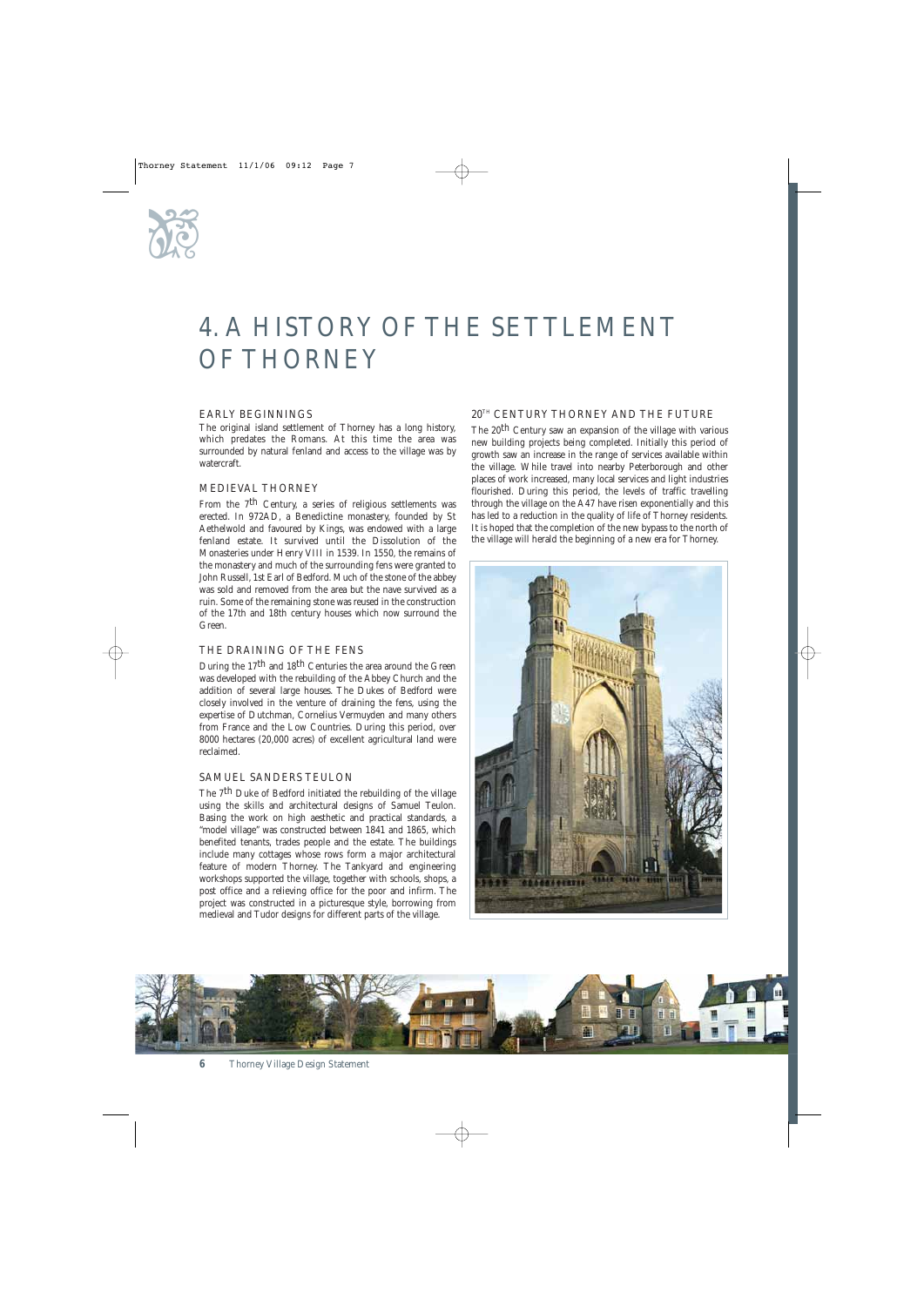# 4. A HISTORY OF THE SETTLEMENT OF THORNEY

## EARLY BEGINNINGS

The original island settlement of Thorney has a long history, which predates the Romans. At this time the area was surrounded by natural fenland and access to the village was by watercraft.

## MEDIEVAL THORNEY

From the 7th Century, a series of religious settlements was erected. In 972AD, a Benedictine monastery, founded by St Aethelwold and favoured by Kings, was endowed with a large fenland estate. It survived until the Dissolution of the Monasteries under Henry VIII in 1539. In 1550, the remains of the monastery and much of the surrounding fens were granted to John Russell, 1st Earl of Bedford. Much of the stone of the abbey was sold and removed from the area but the nave survived as a ruin. Some of the remaining stone was reused in the construction of the 17th and 18th century houses which now surround the Green.

## THE DRAINING OF THE FENS

During the 17th and 18th Centuries the area around the Green was developed with the rebuilding of the Abbey Church and the addition of several large houses. The Dukes of Bedford were closely involved in the venture of draining the fens, using the expertise of Dutchman, Cornelius Vermuyden and many others from France and the Low Countries. During this period, over 8000 hectares (20,000 acres) of excellent agricultural land were reclaimed.

## SAMUEL SANDERS TEULON

The 7th Duke of Bedford initiated the rebuilding of the village using the skills and architectural designs of Samuel Teulon. Basing the work on high aesthetic and practical standards, a "model village" was constructed between 1841 and 1865, which benefited tenants, trades people and the estate. The buildings include many cottages whose rows form a major architectural feature of modern Thorney. The Tankyard and engineering workshops supported the village, together with schools, shops, a post office and a relieving office for the poor and infirm. The project was constructed in a picturesque style, borrowing from medieval and Tudor designs for different parts of the village.

## 20TH CENTURY THORNEY AND THE FUTURE

The 20th Century saw an expansion of the village with various new building projects being completed. Initially this period of growth saw an increase in the range of services available within the village. While travel into nearby Peterborough and other places of work increased, many local services and light industries flourished. During this period, the levels of traffic travelling through the village on the A47 have risen exponentially and this has led to a reduction in the quality of life of Thorney residents. It is hoped that the completion of the new bypass to the north of the village will herald the beginning of a new era for Thorney.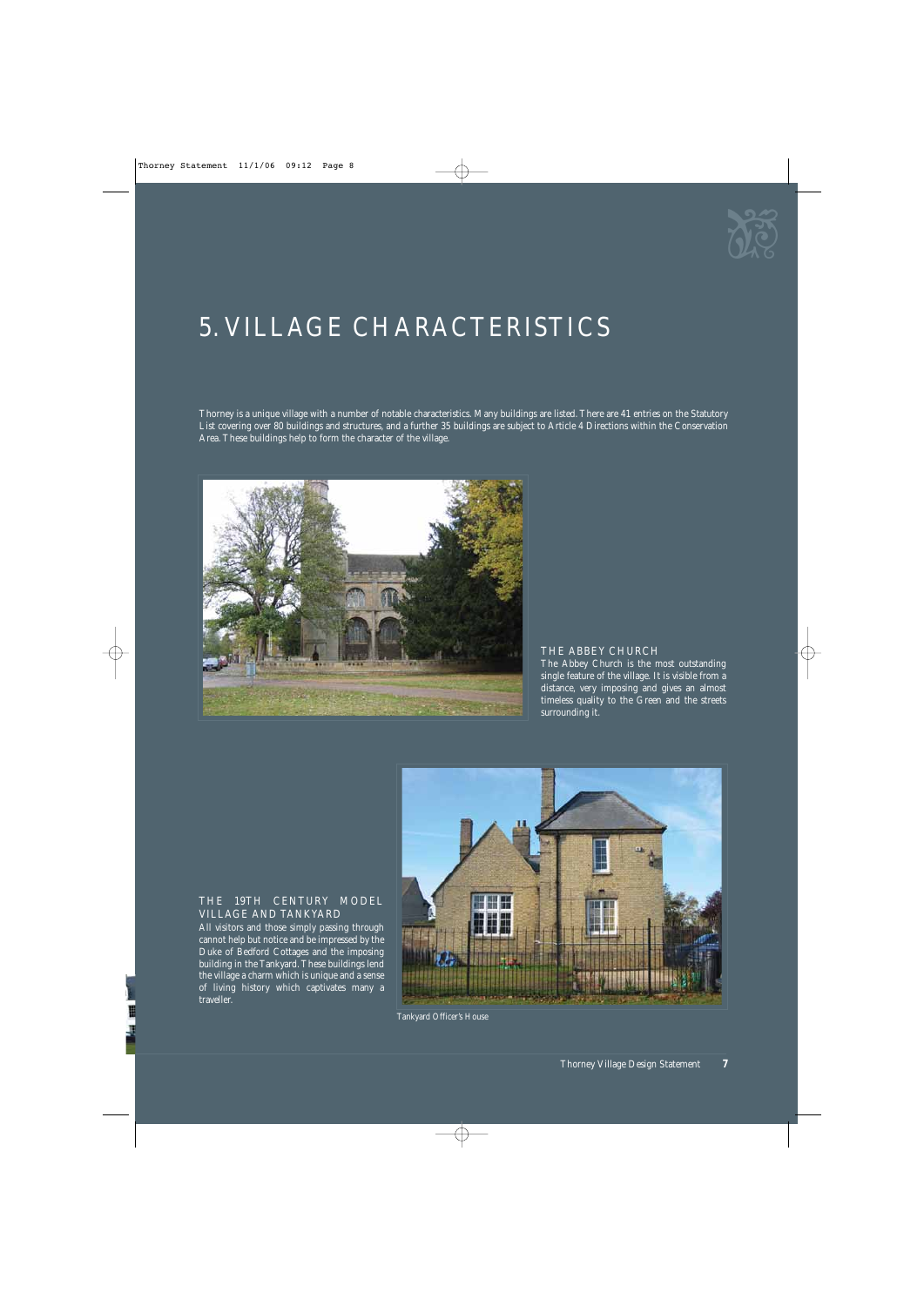# 5. VILLAGE CHARACTERISTICS

Thorney is a unique village with a number of notable characteristics. Many buildings are listed. There are 41 entries on the Statutory List covering over 80 buildings and structures, and a further 35 buildings are subject to Article 4 Directions within the Conservation Area. These buildings help to form the character of the village.

## THE ABBEY CHURCH

The Abbey Church is the most outstanding single feature of the village. It is visible from a distance, very imposing and gives an almost timeless quality to the Green and the streets surrounding it.

## THE 19TH CENTURY MODEL VILLAGE AND TANKYARD

All visitors and those simply passing through cannot help but notice and be impressed by the Duke of Bedford Cottages and the imposing building in the Tankyard. These buildings lend the village a charm which is unique and a sense of living history which captivates many a traveller.

Tankyard Officer's House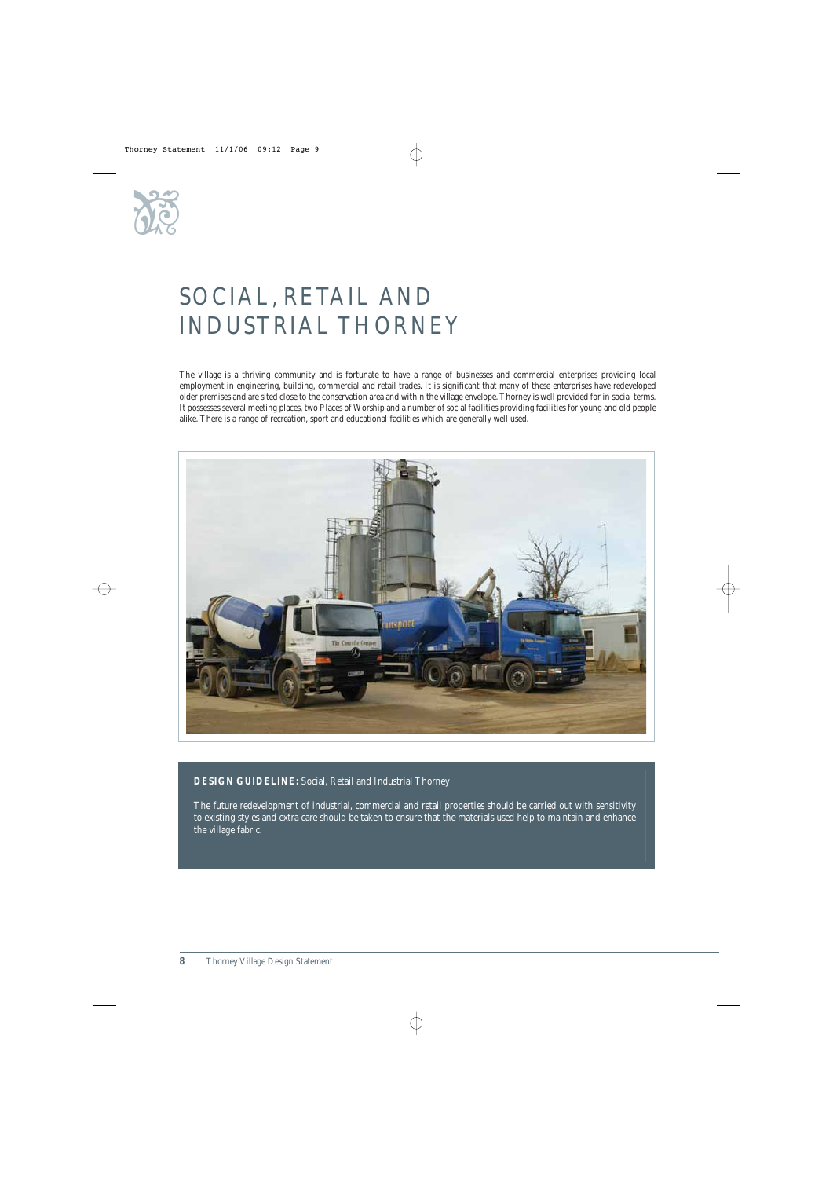# SOCIAL, RETAIL AND INDUSTRIAL THORNEY

The village is a thriving community and is fortunate to have a range of businesses and commercial enterprises providing local employment in engineering, building, commercial and retail trades. It is significant that many of these enterprises have redeveloped older premises and are sited close to the conservation area and within the village envelope. Thorney is well provided for in social terms. It possesses several meeting places, two Places of Worship and a number of social facilities providing facilities for young and old people alike. There is a range of recreation, sport and educational facilities which are generally well used.

**DESIGN GUIDELINE:** Social, Retail and Industrial Thorney

The future redevelopment of industrial, commercial and retail properties should be carried out with sensitivity to existing styles and extra care should be taken to ensure that the materials used help to maintain and enhance the village fabric.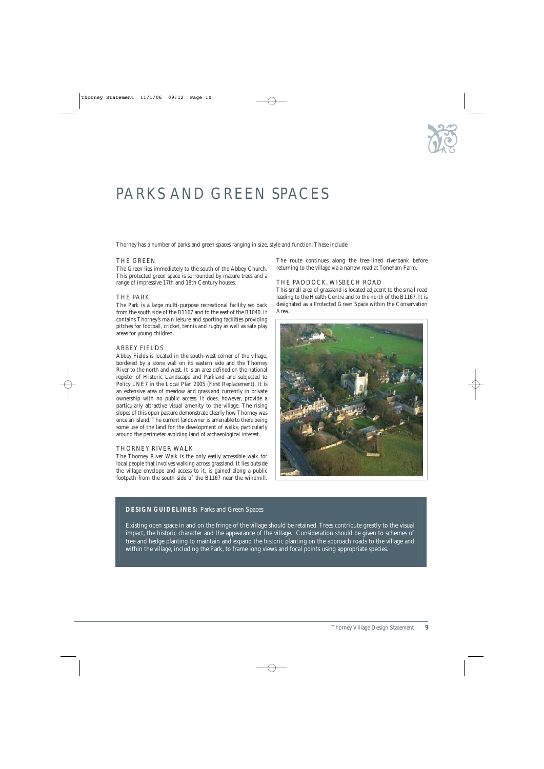# PARKS AND GREEN SPACES

Thorney has a number of parks and green spaces ranging in size, style and function. These include:

### THE GREEN

The Green lies immediately to the south of the Abbey Church. This protected green space is surrounded by mature trees and a range of impressive 17th and 18th Century houses.

### THE PARK

The Park is a large multi-purpose recreational facility set back from the south side of the B1167 and to the east of the B1040. It contains Thorney's main leisure and sporting facilities providing pitches for football, cricket, tennis and rugby as well as safe play areas for young children.

### ABBEY FIELDS

Abbey Fields is located in the south-west corner of the village, bordered by a stone wall on its eastern side and the Thorney River to the north and west. It is an area defined on the national register of Historic Landscape and Parkland and subjected to Policy LNE7 in the Local Plan 2005 (First Replacement). It is an extensive area of meadow and grassland currently in private ownership with no public access. It does, however, provide a particularly attractive visual amenity to the village. The rising slopes of this open pasture demonstrate clearly how Thorney was once an island. The current landowner is amenable to there being some use of the land for the development of walks, particularly around the perimeter avoiding land of archaeological interest.

### THORNEY RIVER WALK

The Thorney River Walk is the only easily accessible walk for local people that involves walking across grassland. It lies outside the village envelope and access to it, is gained along a public footpath from the south side of the B1167 near the windmill. The route continues along the tree-lined riverbank before returning to the village via a narrow road at Toneham Farm.

### THE PADDOCK, WISBECH ROAD

This small area of grassland is located adjacent to the small road leading to the Health Centre and to the north of the B1167. It is designated as a Protected Green Space within the Conservation Area.

**DESIGN GUIDELINES:** Parks and Green Spaces

Existing open space in and on the fringe of the village should be retained. Trees contribute greatly to the visual impact, the historic character and the appearance of the village. Consideration should be given to schemes of tree and hedge planting to maintain and expand the historic planting on the approach roads to the village and within the village, including the Park, to frame long views and focal points using appropriate species.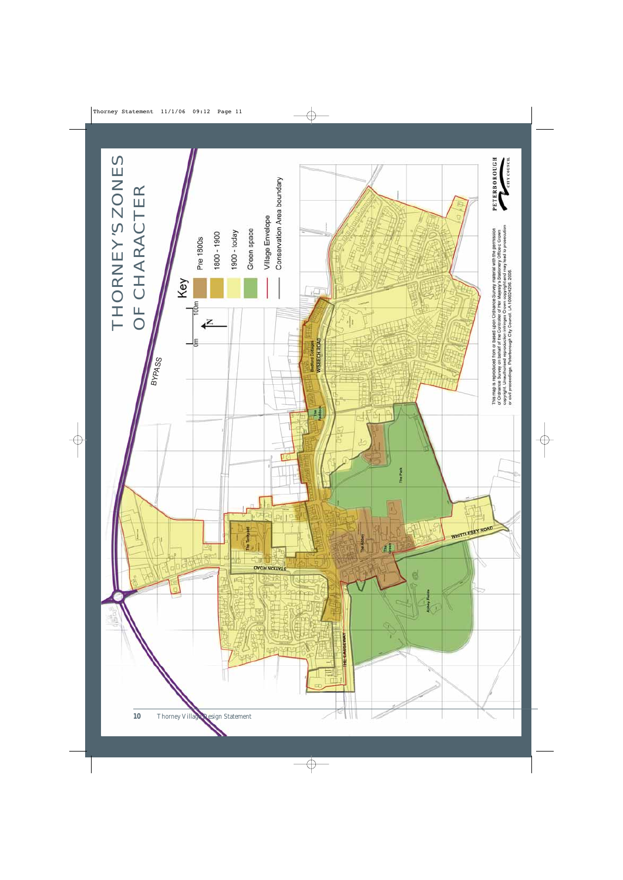# THORNEY'S ZONES OF CHARACTER

Key

- Pre 1800s
- 1800 - 1900
- 1900 - today
- Green space
- Village Envelope
- Conservation Area boundary

0m 100m

N

BYPASS

WISBECH ROAD

Bedford Cottages

The Paddock

The Park

The Tankyard

STATION ROAD

The Abbey

The Green

WHITTLESEY ROAD

Abbey Fields

THE CAUSEWAY

This map is reproduced from or based upon Ordnance Survey material with the permission of Ordnance Survey on behalf of the Controller of Her Majesty's Stationery Office. © Crown copyright. Unauthorised reproduction infringes Crown copyright and may lead to prosecution or civil proceedings. Peterborough City Council. LA 100024236. 2005.

PETERBOROUGH CITY COUNCIL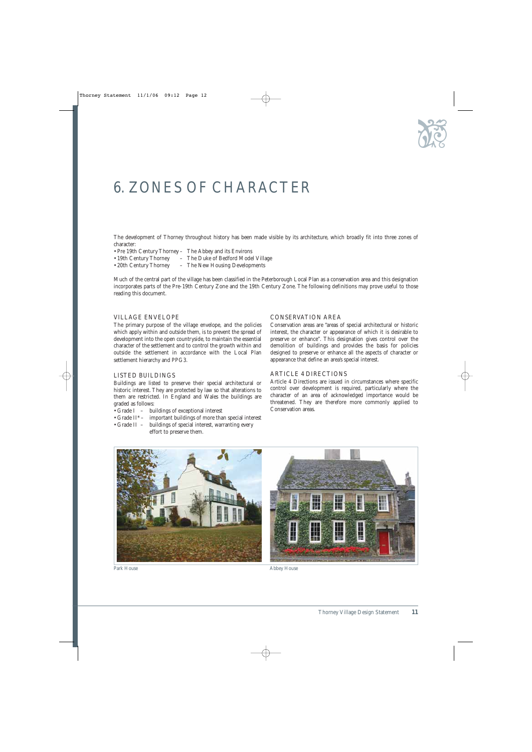# 6. ZONES OF CHARACTER

The development of Thorney throughout history has been made visible by its architecture, which broadly fit into three zones of character:

- Pre 19th Century Thorney – The Abbey and its Environs
- 19th Century Thorney – The Duke of Bedford Model Village
- 20th Century Thorney – The New Housing Developments

Much of the central part of the village has been classified in the Peterborough Local Plan as a conservation area and this designation incorporates parts of the Pre-19th Century Zone and the 19th Century Zone. The following definitions may prove useful to those reading this document.

## VILLAGE ENVELOPE

The primary purpose of the village envelope, and the policies which apply within and outside them, is to prevent the spread of development into the open countryside, to maintain the essential character of the settlement and to control the growth within and outside the settlement in accordance with the Local Plan settlement hierarchy and PPG3.

## LISTED BUILDINGS

Buildings are listed to preserve their special architectural or historic interest. They are protected by law so that alterations to them are restricted. In England and Wales the buildings are graded as follows:

- Grade I – buildings of exceptional interest
- Grade II* – important buildings of more than special interest
- Grade II – buildings of special interest, warranting every effort to preserve them.

## CONSERVATION AREA

Conservation areas are "areas of special architectural or historic interest, the character or appearance of which it is desirable to preserve or enhance". This designation gives control over the demolition of buildings and provides the basis for policies designed to preserve or enhance all the aspects of character or appearance that define an area's special interest.

## ARTICLE 4 DIRECTIONS

Article 4 Directions are issued in circumstances where specific control over development is required, particularly where the character of an area of acknowledged importance would be threatened. They are therefore more commonly applied to Conservation areas.

Park House

Abbey House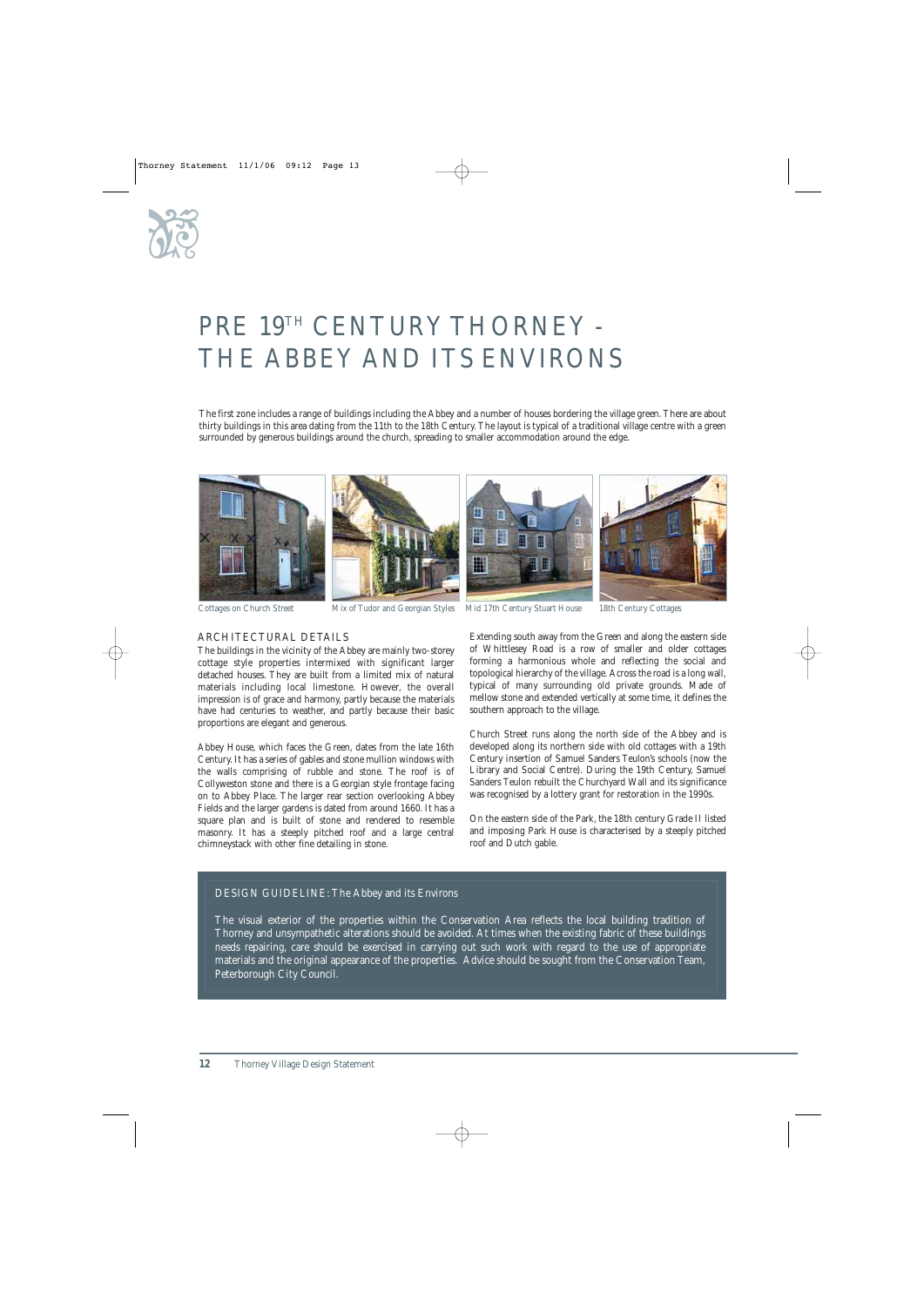# PRE 19TH CENTURY THORNEY - THE ABBEY AND ITS ENVIRONS

The first zone includes a range of buildings including the Abbey and a number of houses bordering the village green. There are about thirty buildings in this area dating from the 11th to the 18th Century. The layout is typical of a traditional village centre with a green surrounded by generous buildings around the church, spreading to smaller accommodation around the edge.

Cottages on Church Street

Mix of Tudor and Georgian Styles

Mid 17th Century Stuart House

18th Century Cottages

## ARCHITECTURAL DETAILS

The buildings in the vicinity of the Abbey are mainly two-storey cottage style properties intermixed with significant larger detached houses. They are built from a limited mix of natural materials including local limestone. However, the overall impression is of grace and harmony, partly because the materials have had centuries to weather, and partly because their basic proportions are elegant and generous.

Abbey House, which faces the Green, dates from the late 16th Century. It has a series of gables and stone mullion windows with the walls comprising of rubble and stone. The roof is of Collyweston stone and there is a Georgian style frontage facing on to Abbey Place. The larger rear section overlooking Abbey Fields and the larger gardens is dated from around 1660. It has a square plan and is built of stone and rendered to resemble masonry. It has a steeply pitched roof and a large central chimneystack with other fine detailing in stone.

Extending south away from the Green and along the eastern side of Whittlesey Road is a row of smaller and older cottages forming a harmonious whole and reflecting the social and topological hierarchy of the village. Across the road is a long wall, typical of many surrounding old private grounds. Made of mellow stone and extended vertically at some time, it defines the southern approach to the village.

Church Street runs along the north side of the Abbey and is developed along its northern side with old cottages with a 19th Century insertion of Samuel Sanders Teulon's schools (now the Library and Social Centre). During the 19th Century, Samuel Sanders Teulon rebuilt the Churchyard Wall and its significance was recognised by a lottery grant for restoration in the 1990s.

On the eastern side of the Park, the 18th century Grade II listed and imposing Park House is characterised by a steeply pitched roof and Dutch gable.

**DESIGN GUIDELINE: The Abbey and its Environs**

The visual exterior of the properties within the Conservation Area reflects the local building tradition of Thorney and unsympathetic alterations should be avoided. At times when the existing fabric of these buildings needs repairing, care should be exercised in carrying out such work with regard to the use of appropriate materials and the original appearance of the properties. Advice should be sought from the Conservation Team, Peterborough City Council.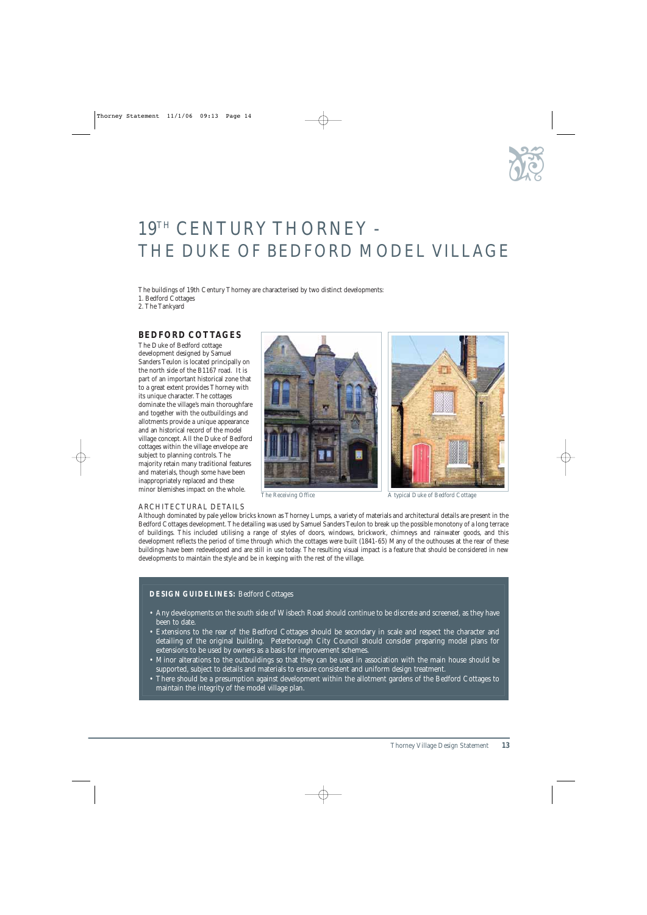# $19^{TH}$ CENTURY THORNEY - THE DUKE OF BEDFORD MODEL VILLAGE

The buildings of 19th Century Thorney are characterised by two distinct developments:
1. Bedford Cottages
2. The Tankyard

## BEDFORD COTTAGES

The Duke of Bedford cottage development designed by Samuel Sanders Teulon is located principally on the north side of the B1167 road. It is part of an important historical zone that to a great extent provides Thorney with its unique character. The cottages dominate the village's main thoroughfare and together with the outbuildings and allotments provide a unique appearance and an historical record of the model village concept. All the Duke of Bedford cottages within the village envelope are subject to planning controls. The majority retain many traditional features and materials, though some have been inappropriately replaced and these minor blemishes impact on the whole.

The Receiving Office

A typical Duke of Bedford Cottage

### ARCHITECTURAL DETAILS

Although dominated by pale yellow bricks known as Thorney Lumps, a variety of materials and architectural details are present in the Bedford Cottages development. The detailing was used by Samuel Sanders Teulon to break up the possible monotony of a long terrace of buildings. This included utilising a range of styles of doors, windows, brickwork, chimneys and rainwater goods, and this development reflects the period of time through which the cottages were built (1841-65) Many of the outhouses at the rear of these buildings have been redeveloped and are still in use today. The resulting visual impact is a feature that should be considered in new developments to maintain the style and be in keeping with the rest of the village.

**DESIGN GUIDELINES:** Bedford Cottages

- Any developments on the south side of Wisbech Road should continue to be discrete and screened, as they have been to date.
- Extensions to the rear of the Bedford Cottages should be secondary in scale and respect the character and detailing of the original building. Peterborough City Council should consider preparing model plans for extensions to be used by owners as a basis for improvement schemes.
- Minor alterations to the outbuildings so that they can be used in association with the main house should be supported, subject to details and materials to ensure consistent and uniform design treatment.
- There should be a presumption against development within the allotment gardens of the Bedford Cottages to maintain the integrity of the model village plan.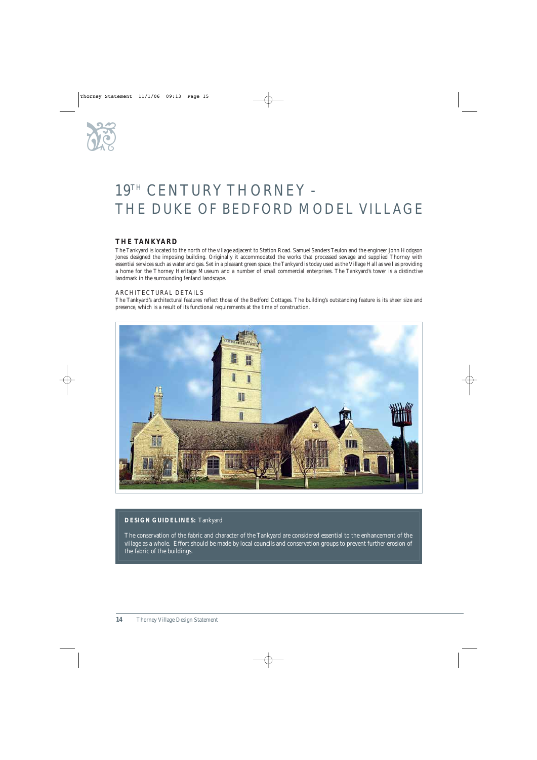# 19TH CENTURY THORNEY - THE DUKE OF BEDFORD MODEL VILLAGE

## THE TANKYARD

The Tankyard is located to the north of the village adjacent to Station Road. Samuel Sanders Teulon and the engineer John Hodgson Jones designed the imposing building. Originally it accommodated the works that processed sewage and supplied Thorney with essential services such as water and gas. Set in a pleasant green space, the Tankyard is today used as the Village Hall as well as providing a home for the Thorney Heritage Museum and a number of small commercial enterprises. The Tankyard's tower is a distinctive landmark in the surrounding fenland landscape.

### ARCHITECTURAL DETAILS

The Tankyard's architectural features reflect those of the Bedford Cottages. The building's outstanding feature is its sheer size and presence, which is a result of its functional requirements at the time of construction.

**DESIGN GUIDELINES:** Tankyard

The conservation of the fabric and character of the Tankyard are considered essential to the enhancement of the village as a whole. Effort should be made by local councils and conservation groups to prevent further erosion of the fabric of the buildings.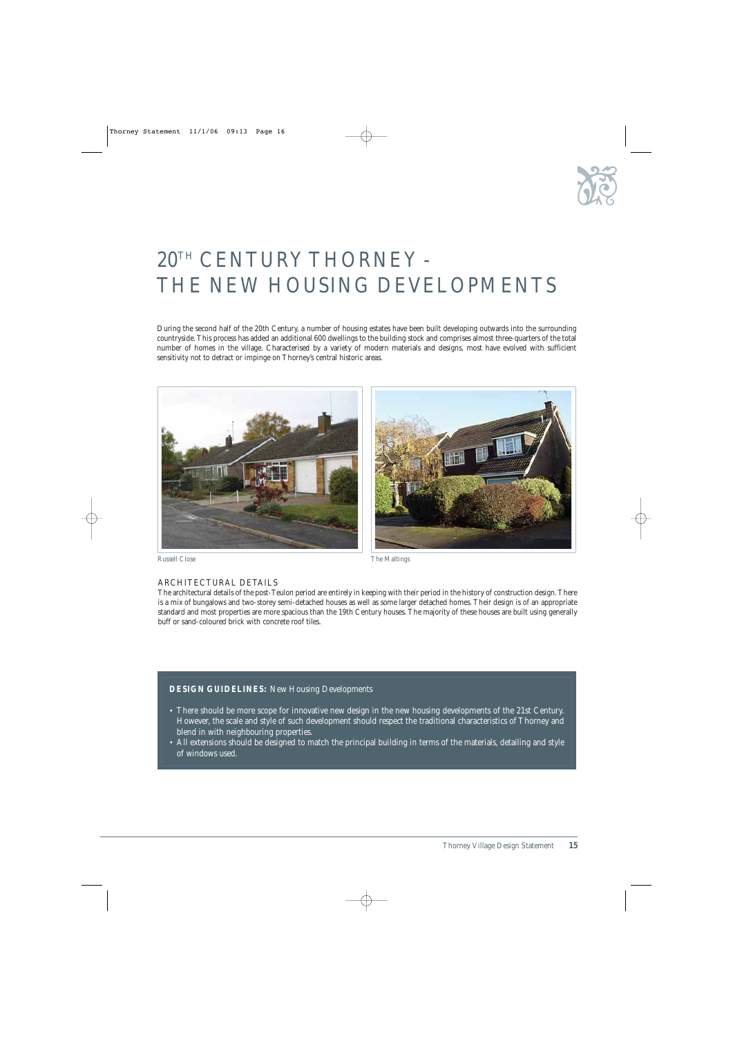# 20TH CENTURY THORNEY - THE NEW HOUSING DEVELOPMENTS

During the second half of the 20th Century, a number of housing estates have been built developing outwards into the surrounding countryside. This process has added an additional 600 dwellings to the building stock and comprises almost three-quarters of the total number of homes in the village. Characterised by a variety of modern materials and designs, most have evolved with sufficient sensitivity not to detract or impinge on Thorney's central historic areas.

Russell Close

The Maltings

## ARCHITECTURAL DETAILS

The architectural details of the post-Teulon period are entirely in keeping with their period in the history of construction design. There is a mix of bungalows and two-storey semi-detached houses as well as some larger detached homes. Their design is of an appropriate standard and most properties are more spacious than the 19th Century houses. The majority of these houses are built using generally buff or sand-coloured brick with concrete roof tiles.

**DESIGN GUIDELINES:** New Housing Developments

- There should be more scope for innovative new design in the new housing developments of the 21st Century. However, the scale and style of such development should respect the traditional characteristics of Thorney and blend in with neighbouring properties.
- All extensions should be designed to match the principal building in terms of the materials, detailing and style of windows used.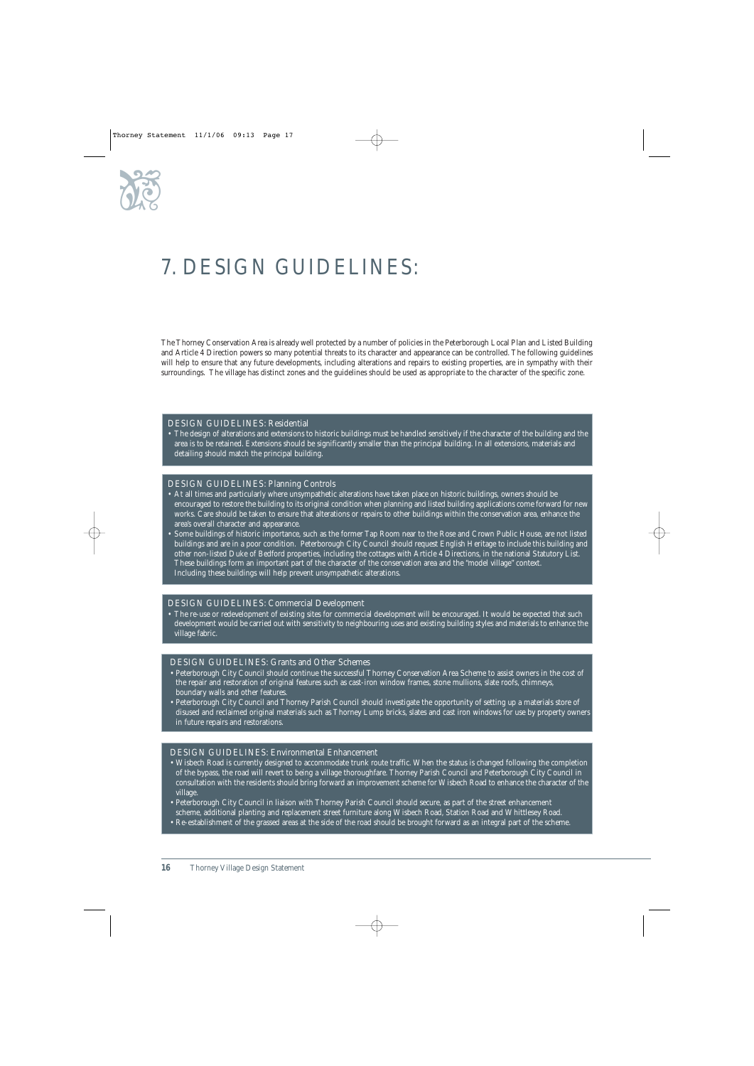# 7. DESIGN GUIDELINES:

The Thorney Conservation Area is already well protected by a number of policies in the Peterborough Local Plan and Listed Building and Article 4 Direction powers so many potential threats to its character and appearance can be controlled. The following guidelines will help to ensure that any future developments, including alterations and repairs to existing properties, are in sympathy with their surroundings. The village has distinct zones and the guidelines should be used as appropriate to the character of the specific zone.

### DESIGN GUIDELINES: Residential

- The design of alterations and extensions to historic buildings must be handled sensitively if the character of the building and the area is to be retained. Extensions should be significantly smaller than the principal building. In all extensions, materials and detailing should match the principal building.

### DESIGN GUIDELINES: Planning Controls

- At all times and particularly where unsympathetic alterations have taken place on historic buildings, owners should be encouraged to restore the building to its original condition when planning and listed building applications come forward for new works. Care should be taken to ensure that alterations or repairs to other buildings within the conservation area, enhance the area's overall character and appearance.
- Some buildings of historic importance, such as the former Tap Room near to the Rose and Crown Public House, are not listed buildings and are in a poor condition. Peterborough City Council should request English Heritage to include this building and other non-listed Duke of Bedford properties, including the cottages with Article 4 Directions, in the national Statutory List. These buildings form an important part of the character of the conservation area and the "model village" context. Including these buildings will help prevent unsympathetic alterations.

### DESIGN GUIDELINES: Commercial Development

- The re-use or redevelopment of existing sites for commercial development will be encouraged. It would be expected that such development would be carried out with sensitivity to neighbouring uses and existing building styles and materials to enhance the village fabric.

### DESIGN GUIDELINES: Grants and Other Schemes

- Peterborough City Council should continue the successful Thorney Conservation Area Scheme to assist owners in the cost of the repair and restoration of original features such as cast-iron window frames, stone mullions, slate roofs, chimneys, boundary walls and other features.
- Peterborough City Council and Thorney Parish Council should investigate the opportunity of setting up a materials store of disused and reclaimed original materials such as Thorney Lump bricks, slates and cast iron windows for use by property owners in future repairs and restorations.

### DESIGN GUIDELINES: Environmental Enhancement

- Wisbech Road is currently designed to accommodate trunk route traffic. When the status is changed following the completion of the bypass, the road will revert to being a village thoroughfare. Thorney Parish Council and Peterborough City Council in consultation with the residents should bring forward an improvement scheme for Wisbech Road to enhance the character of the village.
- Peterborough City Council in liaison with Thorney Parish Council should secure, as part of the street enhancement scheme, additional planting and replacement street furniture along Wisbech Road, Station Road and Whittlesey Road.
- Re-establishment of the grassed areas at the side of the road should be brought forward as an integral part of the scheme.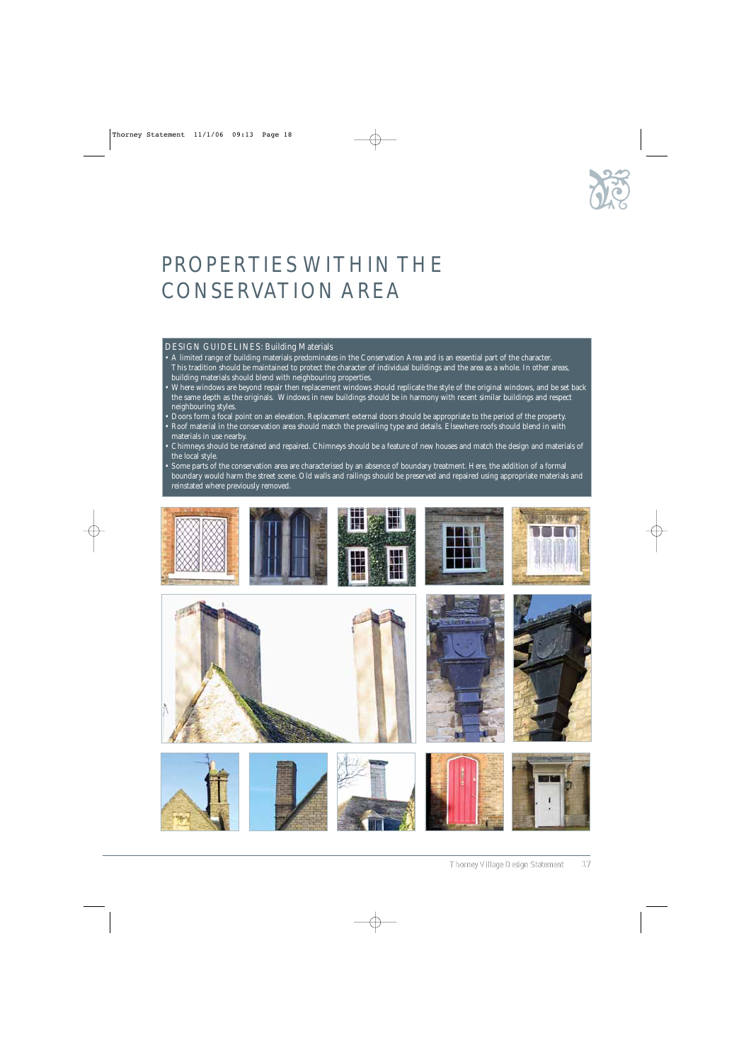# PROPERTIES WITHIN THE CONSERVATION AREA

**DESIGN GUIDELINES: Building Materials**

- A limited range of building materials predominates in the Conservation Area and is an essential part of the character. This tradition should be maintained to protect the character of individual buildings and the area as a whole. In other areas, building materials should blend with neighbouring properties.
- Where windows are beyond repair then replacement windows should replicate the style of the original windows, and be set back the same depth as the originals. Windows in new buildings should be in harmony with recent similar buildings and respect neighbouring styles.
- Doors form a focal point on an elevation. Replacement external doors should be appropriate to the period of the property.
- Roof material in the conservation area should match the prevailing type and details. Elsewhere roofs should blend in with materials in use nearby.
- Chimneys should be retained and repaired. Chimneys should be a feature of new houses and match the design and materials of the local style.
- Some parts of the conservation area are characterised by an absence of boundary treatment. Here, the addition of a formal boundary would harm the street scene. Old walls and railings should be preserved and repaired using appropriate materials and reinstated where previously removed.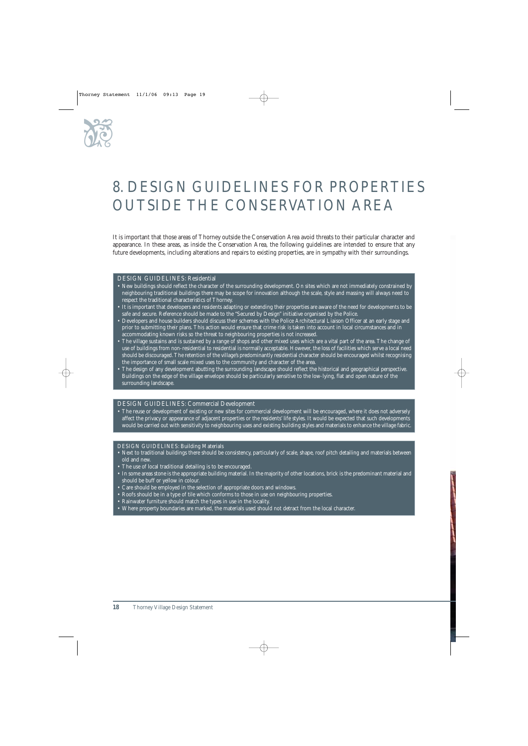# 8. DESIGN GUIDELINES FOR PROPERTIES OUTSIDE THE CONSERVATION AREA

It is important that those areas of Thorney outside the Conservation Area avoid threats to their particular character and appearance. In these areas, as inside the Conservation Area, the following guidelines are intended to ensure that any future developments, including alterations and repairs to existing properties, are in sympathy with their surroundings.

### DESIGN GUIDELINES: Residential

- New buildings should reflect the character of the surrounding development. On sites which are not immediately constrained by neighbouring traditional buildings there may be scope for innovation although the scale, style and massing will always need to respect the traditional characteristics of Thorney.
- It is important that developers and residents adapting or extending their properties are aware of the need for developments to be safe and secure. Reference should be made to the "Secured by Design" initiative organised by the Police.
- Developers and house builders should discuss their schemes with the Police Architectural Liaison Officer at an early stage and prior to submitting their plans. This action would ensure that crime risk is taken into account in local circumstances and in accommodating known risks so the threat to neighbouring properties is not increased.
- The village sustains and is sustained by a range of shops and other mixed uses which are a vital part of the area. The change of use of buildings from non-residential to residential is normally acceptable. However, the loss of facilities which serve a local need should be discouraged. The retention of the village's predominantly residential character should be encouraged whilst recognising the importance of small scale mixed uses to the community and character of the area.
- The design of any development abutting the surrounding landscape should reflect the historical and geographical perspective. Buildings on the edge of the village envelope should be particularly sensitive to the low-lying, flat and open nature of the surrounding landscape.

### DESIGN GUIDELINES: Commercial Development

- The reuse or development of existing or new sites for commercial development will be encouraged, where it does not adversely affect the privacy or appearance of adjacent properties or the residents' life styles. It would be expected that such developments would be carried out with sensitivity to neighbouring uses and existing building styles and materials to enhance the village fabric.

### DESIGN GUIDELINES: Building Materials

- Next to traditional buildings there should be consistency, particularly of scale, shape, roof pitch detailing and materials between old and new.
- The use of local traditional detailing is to be encouraged.
- In some areas stone is the appropriate building material. In the majority of other locations, brick is the predominant material and should be buff or yellow in colour.
- Care should be employed in the selection of appropriate doors and windows.
- Roofs should be in a type of tile which conforms to those in use on neighbouring properties.
- Rainwater furniture should match the types in use in the locality.
- Where property boundaries are marked, the materials used should not detract from the local character.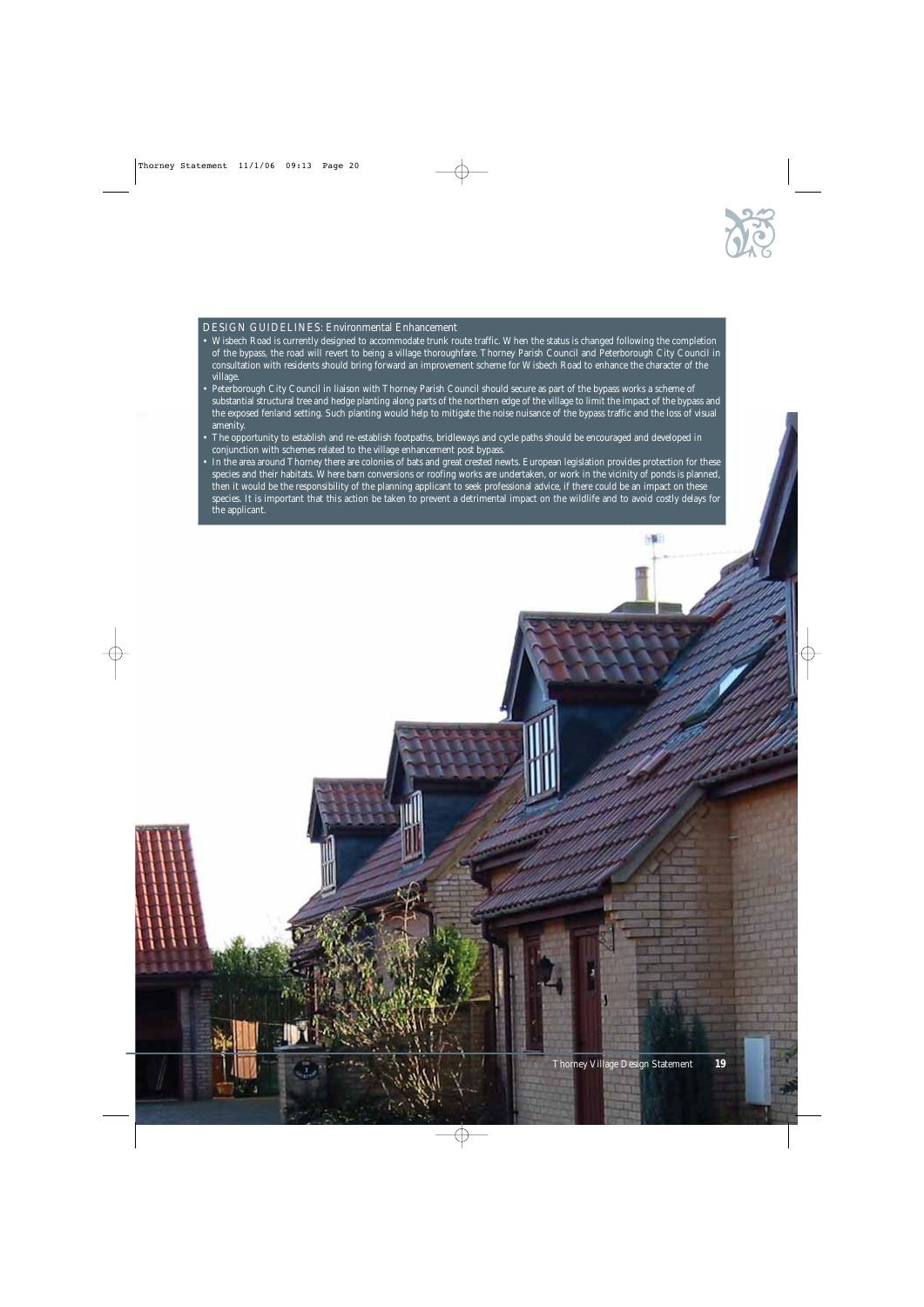## DESIGN GUIDELINES: Environmental Enhancement

- Wisbech Road is currently designed to accommodate trunk route traffic. When the status is changed following the completion of the bypass, the road will revert to being a village thoroughfare. Thorney Parish Council and Peterborough City Council in consultation with residents should bring forward an improvement scheme for Wisbech Road to enhance the character of the village.
- Peterborough City Council in liaison with Thorney Parish Council should secure as part of the bypass works a scheme of substantial structural tree and hedge planting along parts of the northern edge of the village to limit the impact of the bypass and the exposed fenland setting. Such planting would help to mitigate the noise nuisance of the bypass traffic and the loss of visual amenity.
- The opportunity to establish and re-establish footpaths, bridleways and cycle paths should be encouraged and developed in conjunction with schemes related to the village enhancement post bypass.
- In the area around Thorney there are colonies of bats and great crested newts. European legislation provides protection for these species and their habitats. Where barn conversions or roofing works are undertaken, or work in the vicinity of ponds is planned, then it would be the responsibility of the planning applicant to seek professional advice, if there could be an impact on these species. It is important that this action be taken to prevent a detrimental impact on the wildlife and to avoid costly delays for the applicant.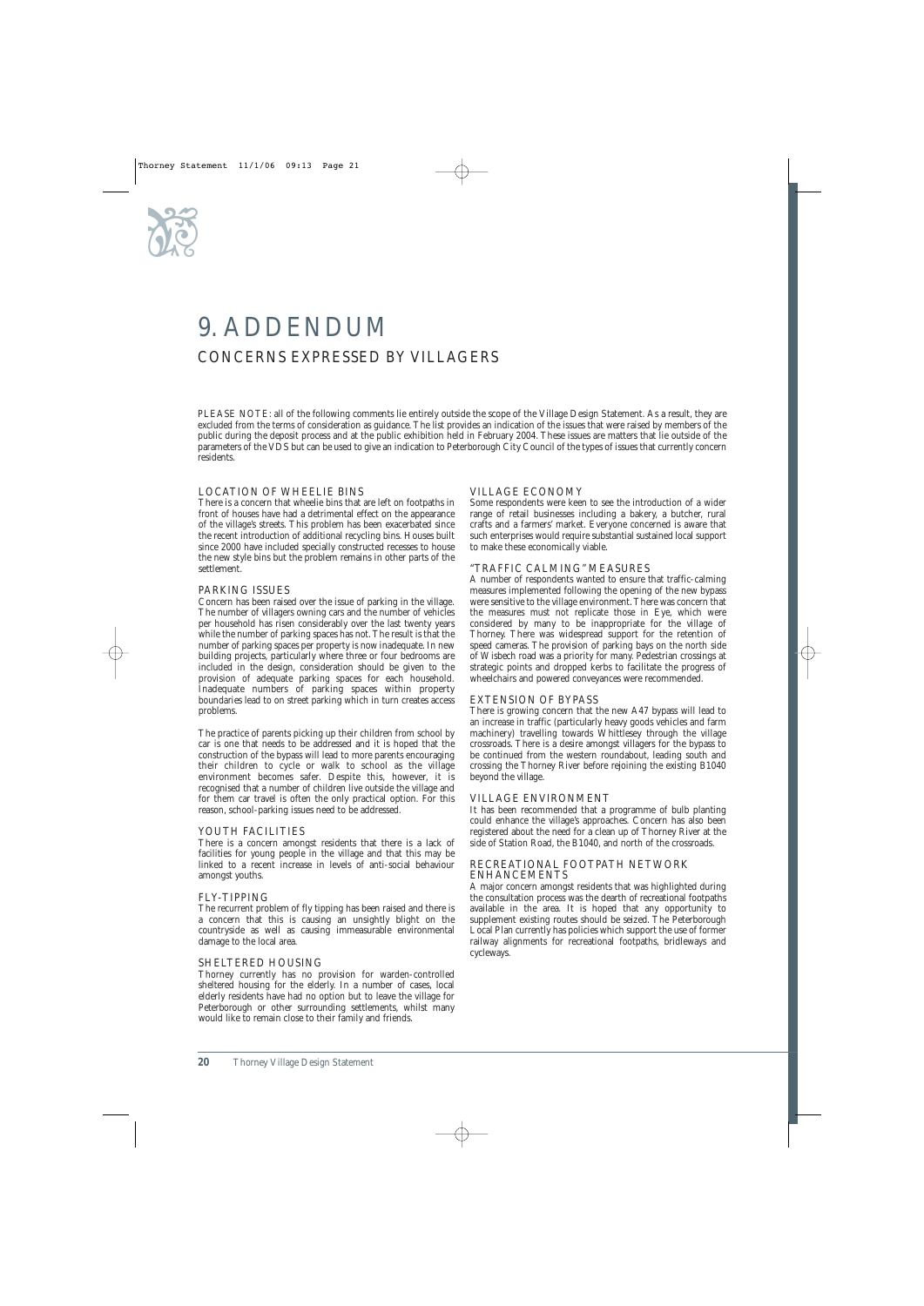# 9. ADDENDUM

## CONCERNS EXPRESSED BY VILLAGERS

PLEASE NOTE: all of the following comments lie entirely outside the scope of the Village Design Statement. As a result, they are excluded from the terms of consideration as guidance. The list provides an indication of the issues that were raised by members of the public during the deposit process and at the public exhibition held in February 2004. These issues are matters that lie outside of the parameters of the VDS but can be used to give an indication to Peterborough City Council of the types of issues that currently concern residents.

### LOCATION OF WHEELIE BINS

There is a concern that wheelie bins that are left on footpaths in front of houses have had a detrimental effect on the appearance of the village's streets. This problem has been exacerbated since the recent introduction of additional recycling bins. Houses built since 2000 have included specially constructed recesses to house the new style bins but the problem remains in other parts of the settlement.

### PARKING ISSUES

Concern has been raised over the issue of parking in the village. The number of villagers owning cars and the number of vehicles per household has risen considerably over the last twenty years while the number of parking spaces has not. The result is that the number of parking spaces per property is now inadequate. In new building projects, particularly where three or four bedrooms are included in the design, consideration should be given to the provision of adequate parking spaces for each household. Inadequate numbers of parking spaces within property boundaries lead to on street parking which in turn creates access problems.

The practice of parents picking up their children from school by car is one that needs to be addressed and it is hoped that the construction of the bypass will lead to more parents encouraging their children to cycle or walk to school as the village environment becomes safer. Despite this, however, it is recognised that a number of children live outside the village and for them car travel is often the only practical option. For this reason, school-parking issues need to be addressed.

### YOUTH FACILITIES

There is a concern amongst residents that there is a lack of facilities for young people in the village and that this may be linked to a recent increase in levels of anti-social behaviour amongst youths.

### FLY-TIPPING

The recurrent problem of fly tipping has been raised and there is a concern that this is causing an unsightly blight on the countryside as well as causing immeasurable environmental damage to the local area.

### SHELTERED HOUSING

Thorney currently has no provision for warden-controlled sheltered housing for the elderly. In a number of cases, local elderly residents have had no option but to leave the village for Peterborough or other surrounding settlements, whilst many would like to remain close to their family and friends.

### VILLAGE ECONOMY

Some respondents were keen to see the introduction of a wider range of retail businesses including a bakery, a butcher, rural crafts and a farmers' market. Everyone concerned is aware that such enterprises would require substantial sustained local support to make these economically viable.

### "TRAFFIC CALMING" MEASURES

A number of respondents wanted to ensure that traffic-calming measures implemented following the opening of the new bypass were sensitive to the village environment. There was concern that the measures must not replicate those in Eye, which were considered by many to be inappropriate for the village of Thorney. There was widespread support for the retention of speed cameras. The provision of parking bays on the north side of Wisbech road was a priority for many. Pedestrian crossings at strategic points and dropped kerbs to facilitate the progress of wheelchairs and powered conveyances were recommended.

### EXTENSION OF BYPASS

There is growing concern that the new A47 bypass will lead to an increase in traffic (particularly heavy goods vehicles and farm machinery) travelling towards Whittlesey through the village crossroads. There is a desire amongst villagers for the bypass to be continued from the western roundabout, leading south and crossing the Thorney River before rejoining the existing B1040 beyond the village.

### VILLAGE ENVIRONMENT

It has been recommended that a programme of bulb planting could enhance the village's approaches. Concern has also been registered about the need for a clean up of Thorney River at the side of Station Road, the B1040, and north of the crossroads.

### RECREATIONAL FOOTPATH NETWORK ENHANCEMENTS

A major concern amongst residents that was highlighted during the consultation process was the dearth of recreational footpaths available in the area. It is hoped that any opportunity to supplement existing routes should be seized. The Peterborough Local Plan currently has policies which support the use of former railway alignments for recreational footpaths, bridleways and cycleways.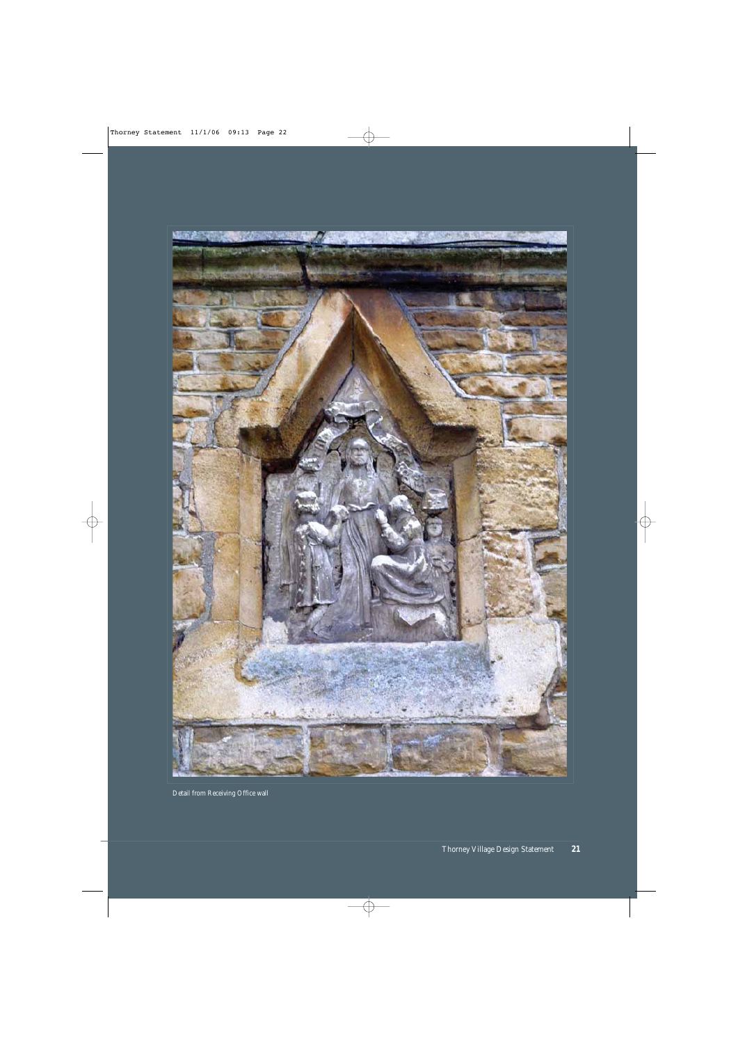Detail from Receiving Office wall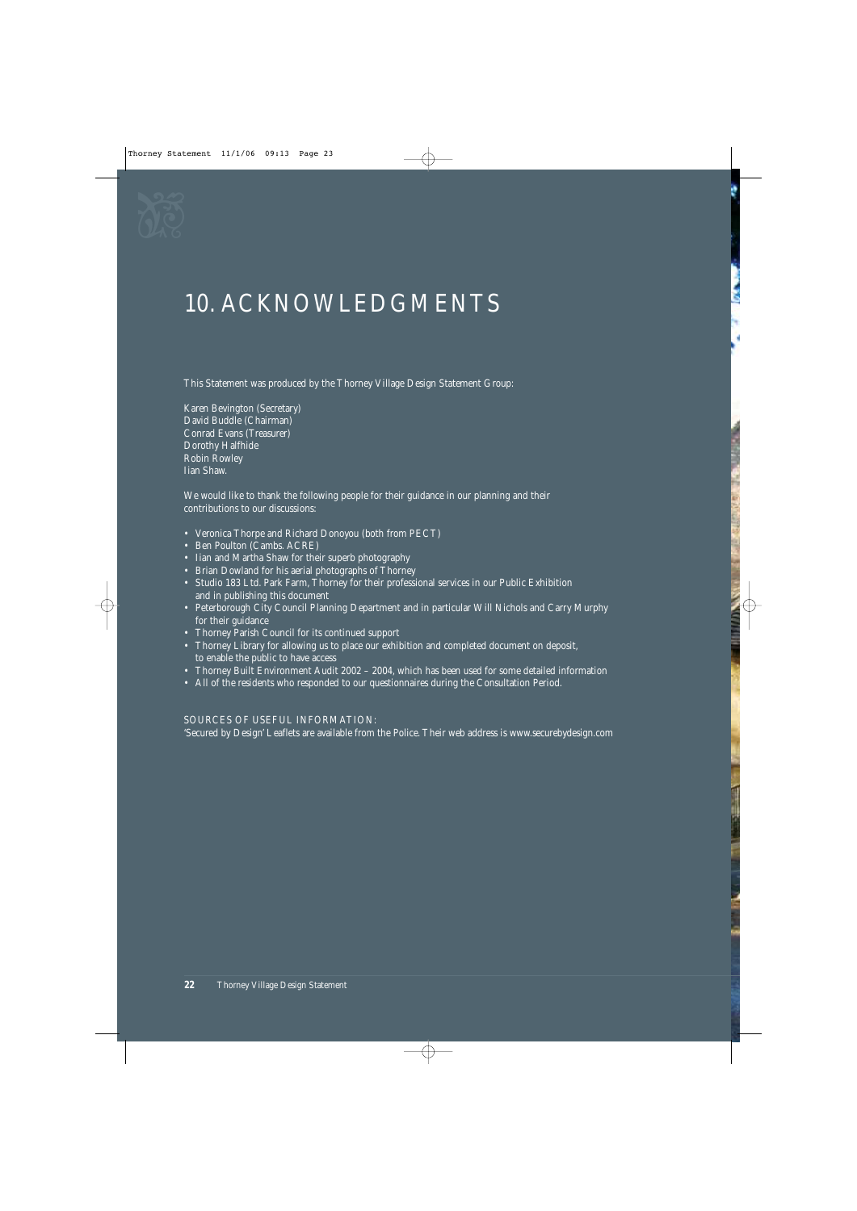# 10. ACKNOWLEDGMENTS

This Statement was produced by the Thorney Village Design Statement Group:

Karen Bevington (Secretary)
David Buddle (Chairman)
Conrad Evans (Treasurer)
Dorothy Halfhide
Robin Rowley
Iian Shaw.

We would like to thank the following people for their guidance in our planning and their contributions to our discussions:

- Veronica Thorpe and Richard Donoyou (both from PECT)
- Ben Poulton (Cambs. ACRE)
- Iian and Martha Shaw for their superb photography
- Brian Dowland for his aerial photographs of Thorney
- Studio 183 Ltd. Park Farm, Thorney for their professional services in our Public Exhibition and in publishing this document
- Peterborough City Council Planning Department and in particular Will Nichols and Carry Murphy for their guidance
- Thorney Parish Council for its continued support
- Thorney Library for allowing us to place our exhibition and completed document on deposit, to enable the public to have access
- Thorney Built Environment Audit 2002 – 2004, which has been used for some detailed information
- All of the residents who responded to our questionnaires during the Consultation Period.

SOURCES OF USEFUL INFORMATION:

'Secured by Design' Leaflets are available from the Police. Their web address is www.securebydesign.com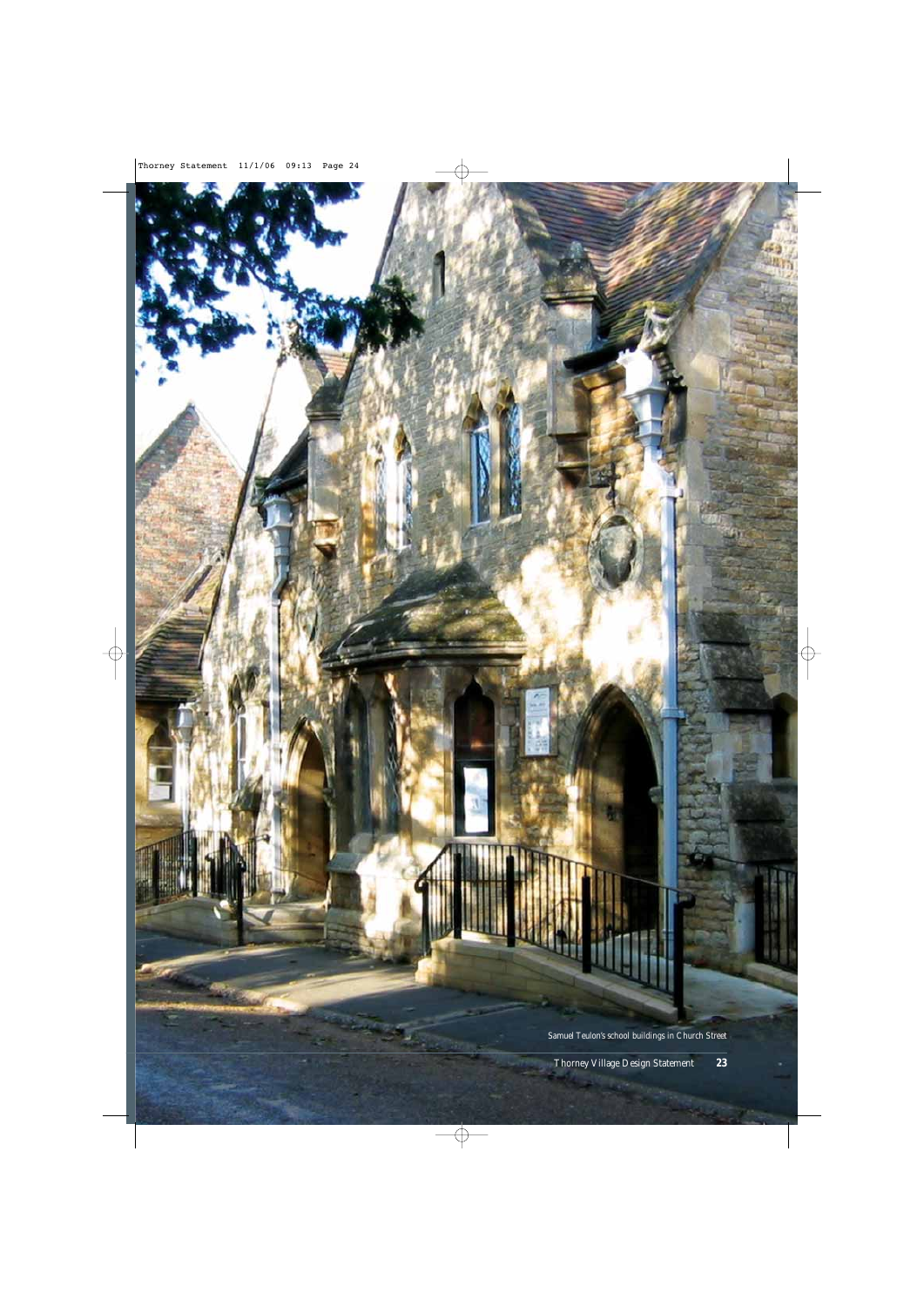Samuel Teulon's school buildings in Church Street